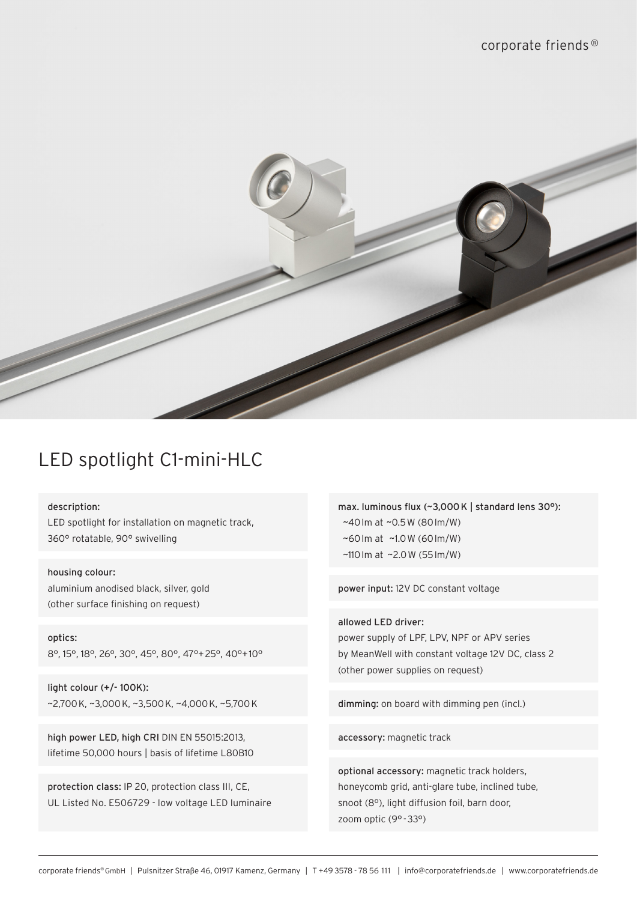corporate friends®

# LED spotlight C1-mini-HLC

**description:**
LED spotlight for installation on magnetic track, 360° rotatable, 90° swivelling

**housing colour:**
aluminium anodised black, silver, gold
(other surface finishing on request)

**optics:**
8°, 15°, 18°, 26°, 30°, 45°, 80°, 47°+25°, 40°+10°

**light colour (+/- 100K):**
~2,700 K, ~3,000 K, ~3,500 K, ~4,000 K, ~5,700 K

**high power LED, high CRI** DIN EN 55015:2013, lifetime 50,000 hours | basis of lifetime L80B10

**protection class:** IP 20, protection class III, CE, UL Listed No. E506729 - low voltage LED luminaire

**max. luminous flux (~3,000 K | standard lens 30°):**
~40 lm at ~0.5 W (80 lm/W)
~60 lm at ~1.0 W (60 lm/W)
~110 lm at ~2.0 W (55 lm/W)

**power input:** 12V DC constant voltage

**allowed LED driver:**
power supply of LPF, LPV, NPF or APV series by MeanWell with constant voltage 12V DC, class 2
(other power supplies on request)

**dimming:** on board with dimming pen (incl.)

**accessory:** magnetic track

**optional accessory:** magnetic track holders, honeycomb grid, anti-glare tube, inclined tube, snoot (8°), light diffusion foil, barn door, zoom optic (9°-33°)

corporate friends® GmbH | Pulsnitzer Straβe 46, 01917 Kamenz, Germany | T +49 3578 - 78 56 111 | info@corporatefriends.de | www.corporatefriends.de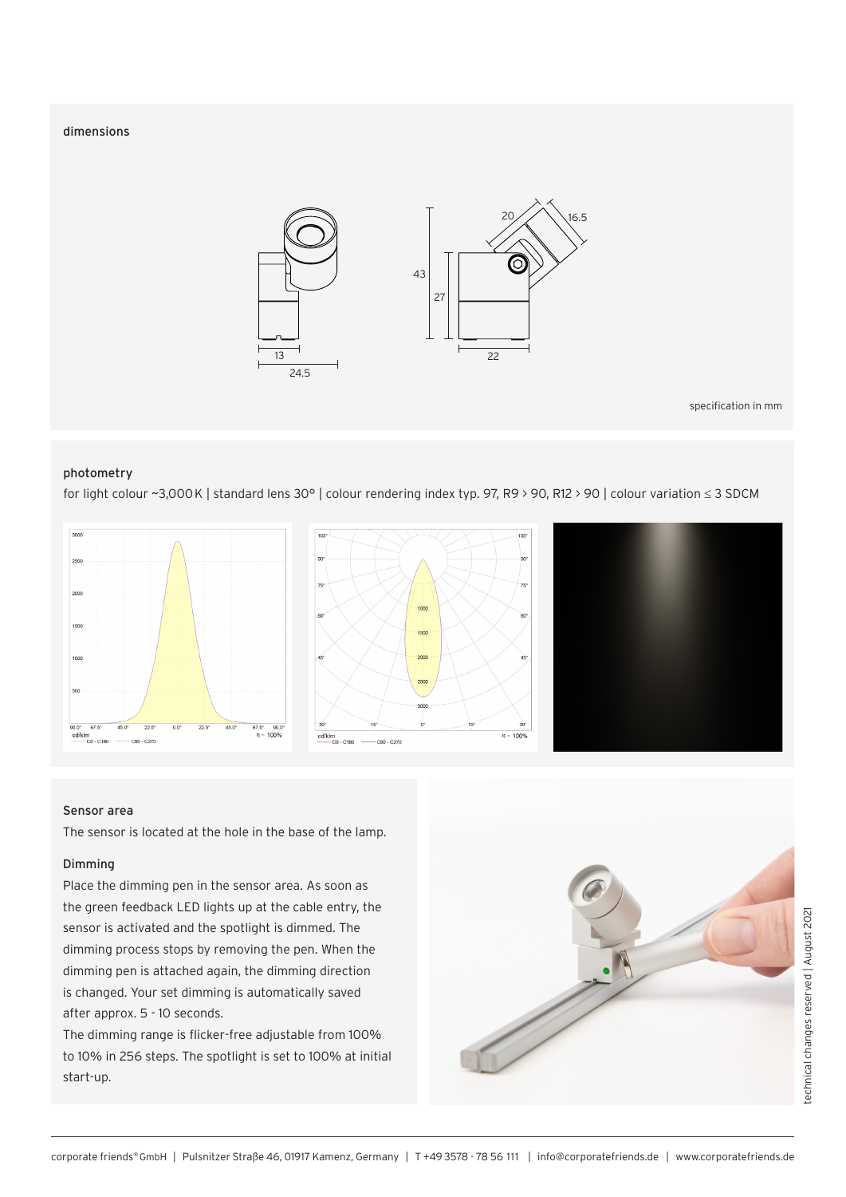## dimensions

13
24.5
43
27
22
20
16.5

specification in mm

## photometry

for light colour ~3,000 K | standard lens 30° | colour rendering index typ. 97, R9 > 90, R12 > 90 | colour variation ≤ 3 SDCM

3000
2500
2000
1500
1000
500
90.0° 67.5° 45.0° 22.5° 0.0° 22.5° 45.0° 67.5° 90.0°
cd/klm
η = 100%
C0 - C180 C90 - C270

105° 105°
90° 90°
75° 75°
60° 60°
45° 45°
30° 15° 0° 15° 30°
1000
1500
2000
2500
3000
cd/klm
η = 100%
C0 - C180 C90 - C270

### Sensor area

The sensor is located at the hole in the base of the lamp.

### Dimming

Place the dimming pen in the sensor area. As soon as the green feedback LED lights up at the cable entry, the sensor is activated and the spotlight is dimmed. The dimming process stops by removing the pen. When the dimming pen is attached again, the dimming direction is changed. Your set dimming is automatically saved after approx. 5 - 10 seconds.
The dimming range is flicker-free adjustable from 100% to 10% in 256 steps. The spotlight is set to 100% at initial start-up.

technical changes reserved | August 2021

corporate friends® GmbH | Pulsnitzer Straße 46, 01917 Kamenz, Germany | T +49 3578 - 78 56 111 | info@corporatefriends.de | www.corporatefriends.de